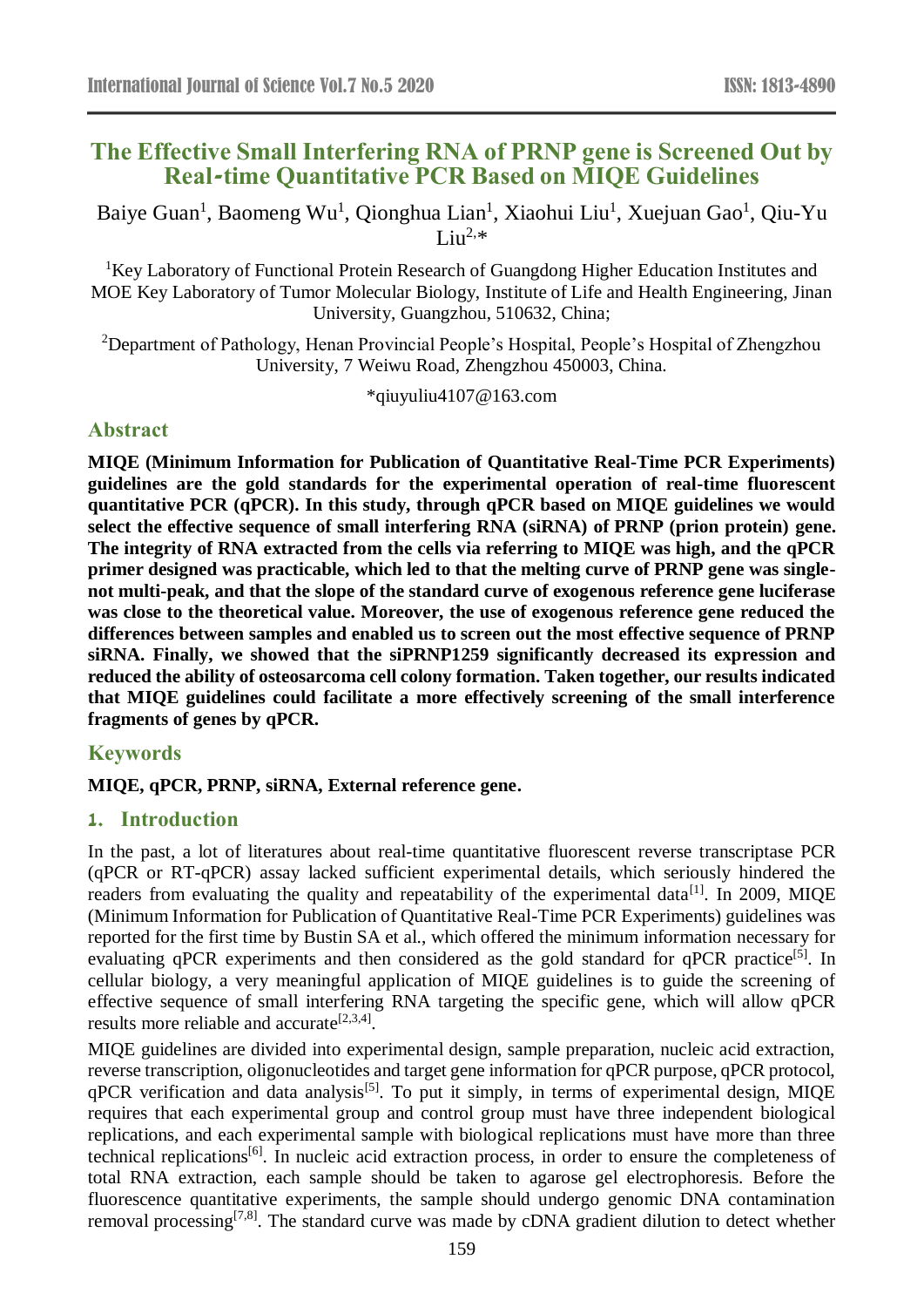# The Effective Small Interfering RNA of PRNP gene is Screened Out by Real-time Quantitative PCR Based on MIQE Guidelines

Baiye Guan[1], Baomeng Wu[1], Qionghua Lian[1], Xiaohui Liu[1], Xuejuan Gao[1], Qiu-Yu Liu[2,*]

[1]Key Laboratory of Functional Protein Research of Guangdong Higher Education Institutes and MOE Key Laboratory of Tumor Molecular Biology, Institute of Life and Health Engineering, Jinan University, Guangzhou, 510632, China;

[2]Department of Pathology, Henan Provincial People's Hospital, People's Hospital of Zhengzhou University, 7 Weiwu Road, Zhengzhou 450003, China.

*qiuyuliu4107@163.com

## Abstract

**MIQE (Minimum Information for Publication of Quantitative Real-Time PCR Experiments) guidelines are the gold standards for the experimental operation of real-time fluorescent quantitative PCR (qPCR). In this study, through qPCR based on MIQE guidelines we would select the effective sequence of small interfering RNA (siRNA) of PRNP (prion protein) gene. The integrity of RNA extracted from the cells via referring to MIQE was high, and the qPCR primer designed was practicable, which led to that the melting curve of PRNP gene was single-not multi-peak, and that the slope of the standard curve of exogenous reference gene luciferase was close to the theoretical value. Moreover, the use of exogenous reference gene reduced the differences between samples and enabled us to screen out the most effective sequence of PRNP siRNA. Finally, we showed that the siPRNP1259 significantly decreased its expression and reduced the ability of osteosarcoma cell colony formation. Taken together, our results indicated that MIQE guidelines could facilitate a more effectively screening of the small interference fragments of genes by qPCR.**

## Keywords

**MIQE, qPCR, PRNP, siRNA, External reference gene.**

## 1. Introduction

In the past, a lot of literatures about real-time quantitative fluorescent reverse transcriptase PCR (qPCR or RT-qPCR) assay lacked sufficient experimental details, which seriously hindered the readers from evaluating the quality and repeatability of the experimental data[1]. In 2009, MIQE (Minimum Information for Publication of Quantitative Real-Time PCR Experiments) guidelines was reported for the first time by Bustin SA et al., which offered the minimum information necessary for evaluating qPCR experiments and then considered as the gold standard for qPCR practice[5]. In cellular biology, a very meaningful application of MIQE guidelines is to guide the screening of effective sequence of small interfering RNA targeting the specific gene, which will allow qPCR results more reliable and accurate[2,3,4].

MIQE guidelines are divided into experimental design, sample preparation, nucleic acid extraction, reverse transcription, oligonucleotides and target gene information for qPCR purpose, qPCR protocol, qPCR verification and data analysis[5]. To put it simply, in terms of experimental design, MIQE requires that each experimental group and control group must have three independent biological replications, and each experimental sample with biological replications must have more than three technical replications[6]. In nucleic acid extraction process, in order to ensure the completeness of total RNA extraction, each sample should be taken to agarose gel electrophoresis. Before the fluorescence quantitative experiments, the sample should undergo genomic DNA contamination removal processing[7,8]. The standard curve was made by cDNA gradient dilution to detect whether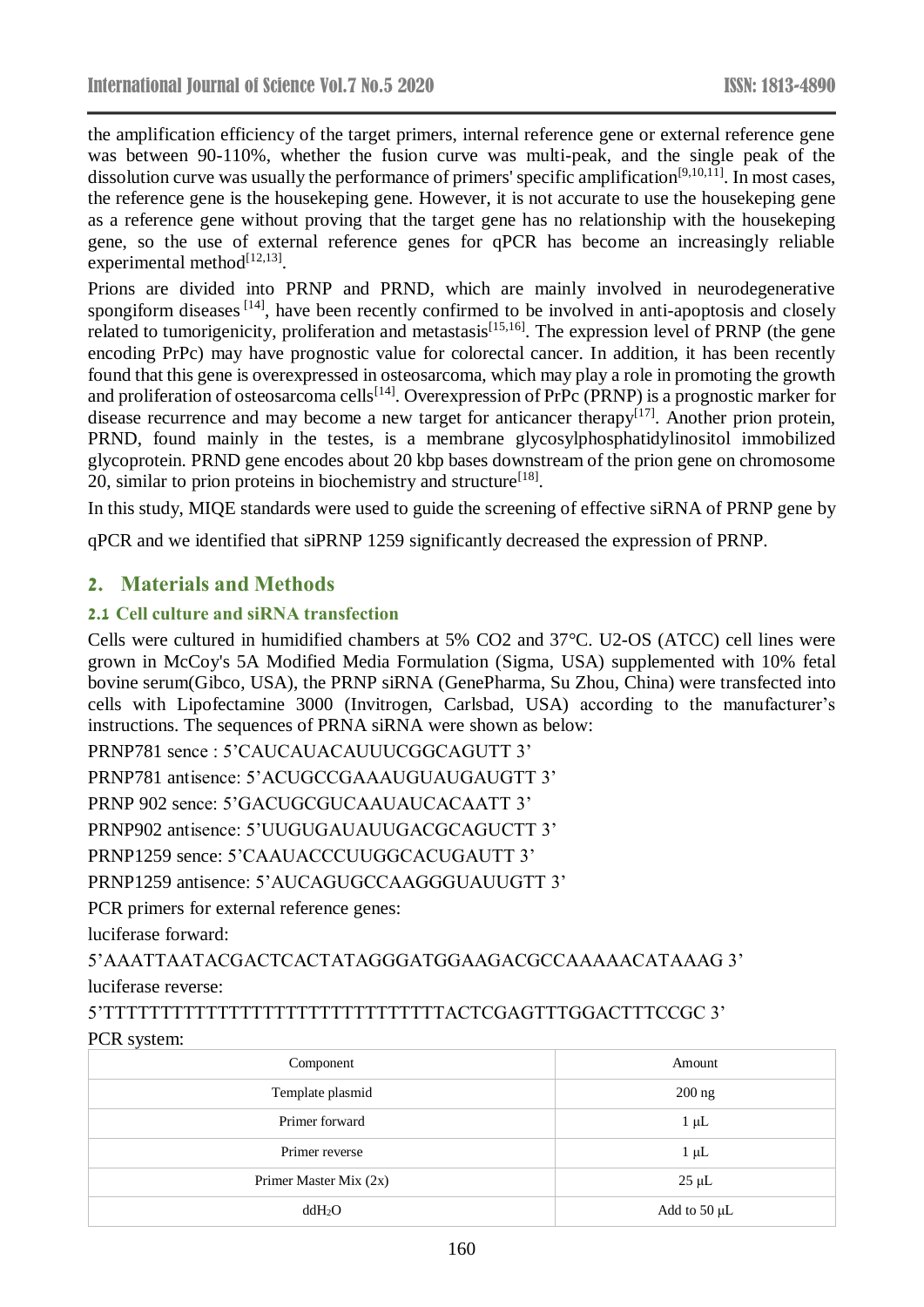the amplification efficiency of the target primers, internal reference gene or external reference gene was between 90-110%, whether the fusion curve was multi-peak, and the single peak of the dissolution curve was usually the performance of primers' specific amplification[9,10,11]. In most cases, the reference gene is the housekeping gene. However, it is not accurate to use the housekeping gene as a reference gene without proving that the target gene has no relationship with the housekeping gene, so the use of external reference genes for qPCR has become an increasingly reliable experimental method[12,13].

Prions are divided into PRNP and PRND, which are mainly involved in neurodegenerative spongiform diseases [14], have been recently confirmed to be involved in anti-apoptosis and closely related to tumorigenicity, proliferation and metastasis[15,16]. The expression level of PRNP (the gene encoding PrPc) may have prognostic value for colorectal cancer. In addition, it has been recently found that this gene is overexpressed in osteosarcoma, which may play a role in promoting the growth and proliferation of osteosarcoma cells[14]. Overexpression of PrPc (PRNP) is a prognostic marker for disease recurrence and may become a new target for anticancer therapy[17]. Another prion protein, PRND, found mainly in the testes, is a membrane glycosylphosphatidylinositol immobilized glycoprotein. PRND gene encodes about 20 kbp bases downstream of the prion gene on chromosome 20, similar to prion proteins in biochemistry and structure[18].

In this study, MIQE standards were used to guide the screening of effective siRNA of PRNP gene by qPCR and we identified that siPRNP 1259 significantly decreased the expression of PRNP.

## 2. Materials and Methods

### 2.1 Cell culture and siRNA transfection

Cells were cultured in humidified chambers at 5% $CO_2$ and 37°C. U2-OS (ATCC) cell lines were grown in McCoy's 5A Modified Media Formulation (Sigma, USA) supplemented with 10% fetal bovine serum(Gibco, USA), the PRNP siRNA (GenePharma, Su Zhou, China) were transfected into cells with Lipofectamine 3000 (Invitrogen, Carlsbad, USA) according to the manufacturer's instructions. The sequences of PRNA siRNA were shown as below:

PRNP781 sence : 5'CAUCAUACAUUUCGGCAGUTT 3'

PRNP781 antisence: 5'ACUGCCGAAAUGUAUGAUGTT 3'

PRNP 902 sence: 5'GACUGCGUCAAUAUCACAATT 3'

PRNP902 antisence: 5'UUGUGAUAUUGACGCAGUCTT 3'

PRNP1259 sence: 5'CAAUACCCUUGGCACUGAUTT 3'

PRNP1259 antisence: 5'AUCAGUGCCAAGGGUAUUGTT 3'

PCR primers for external reference genes:

luciferase forward:

5'AAATTAATACGACTCACTATAGGGATGGAAGACGCCAAAAACATAAAG 3'

luciferase reverse:

5'TTTTTTTTTTTTTTTTTTTTTTTTTTTTTTACTCGAGTTTGGACTTTCCGC 3'

PCR system:

| Component | Amount |
|---|---|
| Template plasmid | 200 ng |
| Primer forward | 1 μL |
| Primer reverse | 1 μL |
| Primer Master Mix (2x) | 25 μL |
| $ddH_2O$ | Add to 50 μL |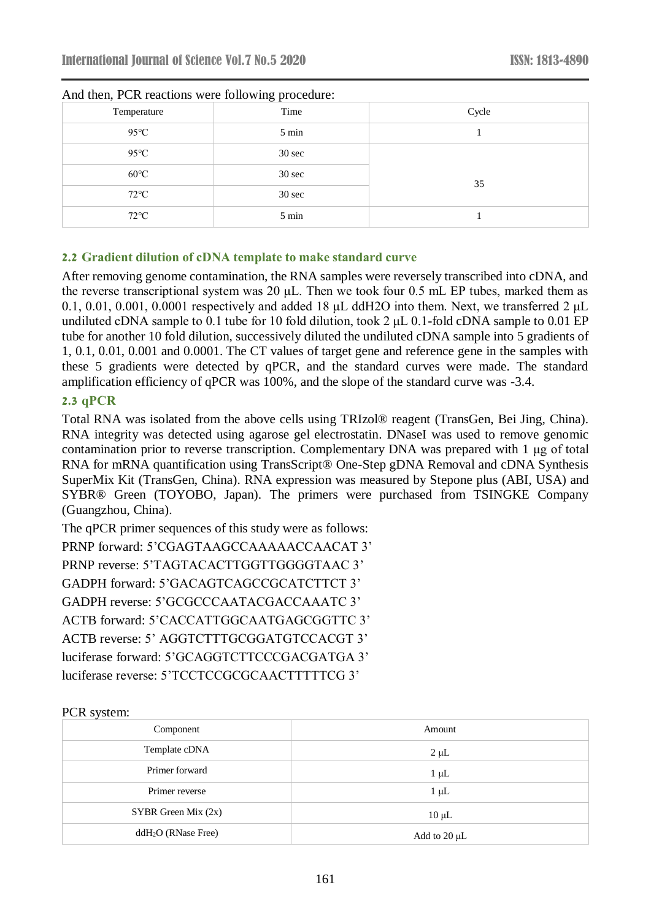And then, PCR reactions were following procedure:

| Temperature | Time | Cycle |
|---|---|---|
| 95℃ | 5 min | 1 |
| 95℃ | 30 sec | 35 |
| 60℃ | 30 sec | |
| 72℃ | 30 sec | |
| 72℃ | 5 min | 1 |

### 2.2 Gradient dilution of cDNA template to make standard curve

After removing genome contamination, the RNA samples were reversely transcribed into cDNA, and the reverse transcriptional system was 20 μL. Then we took four 0.5 mL EP tubes, marked them as 0.1, 0.01, 0.001, 0.0001 respectively and added 18 μL ddH2O into them. Next, we transferred 2 μL undiluted cDNA sample to 0.1 tube for 10 fold dilution, took 2 μL 0.1-fold cDNA sample to 0.01 EP tube for another 10 fold dilution, successively diluted the undiluted cDNA sample into 5 gradients of 1, 0.1, 0.01, 0.001 and 0.0001. The CT values of target gene and reference gene in the samples with these 5 gradients were detected by qPCR, and the standard curves were made. The standard amplification efficiency of qPCR was 100%, and the slope of the standard curve was -3.4.

### 2.3 qPCR

Total RNA was isolated from the above cells using TRIzol® reagent (TransGen, Bei Jing, China). RNA integrity was detected using agarose gel electrostatin. DNaseI was used to remove genomic contamination prior to reverse transcription. Complementary DNA was prepared with 1 μg of total RNA for mRNA quantification using TransScript® One-Step gDNA Removal and cDNA Synthesis SuperMix Kit (TransGen, China). RNA expression was measured by Stepone plus (ABI, USA) and SYBR® Green (TOYOBO, Japan). The primers were purchased from TSINGKE Company (Guangzhou, China).

The qPCR primer sequences of this study were as follows:

PRNP forward: 5’CGAGTAAGCCAAAAACCAACAT 3’

PRNP reverse: 5’TAGTACACTTGGTTGGGGTAAC 3’

GADPH forward: 5’GACAGTCAGCCGCATCTTCT 3’

GADPH reverse: 5’GCGCCCAATACGACCAAATC 3’

ACTB forward: 5’CACCATTGGCAATGAGCGGTTC 3’

ACTB reverse: 5’ AGGTCTTTGCGGATGTCCACGT 3’

luciferase forward: 5’GCAGGTCTTCCCGACGATGA 3’

luciferase reverse: 5’TCCTCCGCGCAACTTTTTCG 3’

PCR system:

| Component | Amount |
|---|---|
| Template cDNA | 2 μL |
| Primer forward | 1 μL |
| Primer reverse | 1 μL |
| SYBR Green Mix (2x) | 10 μL |
| $ddH_2O$ (RNase Free) | Add to 20 μL |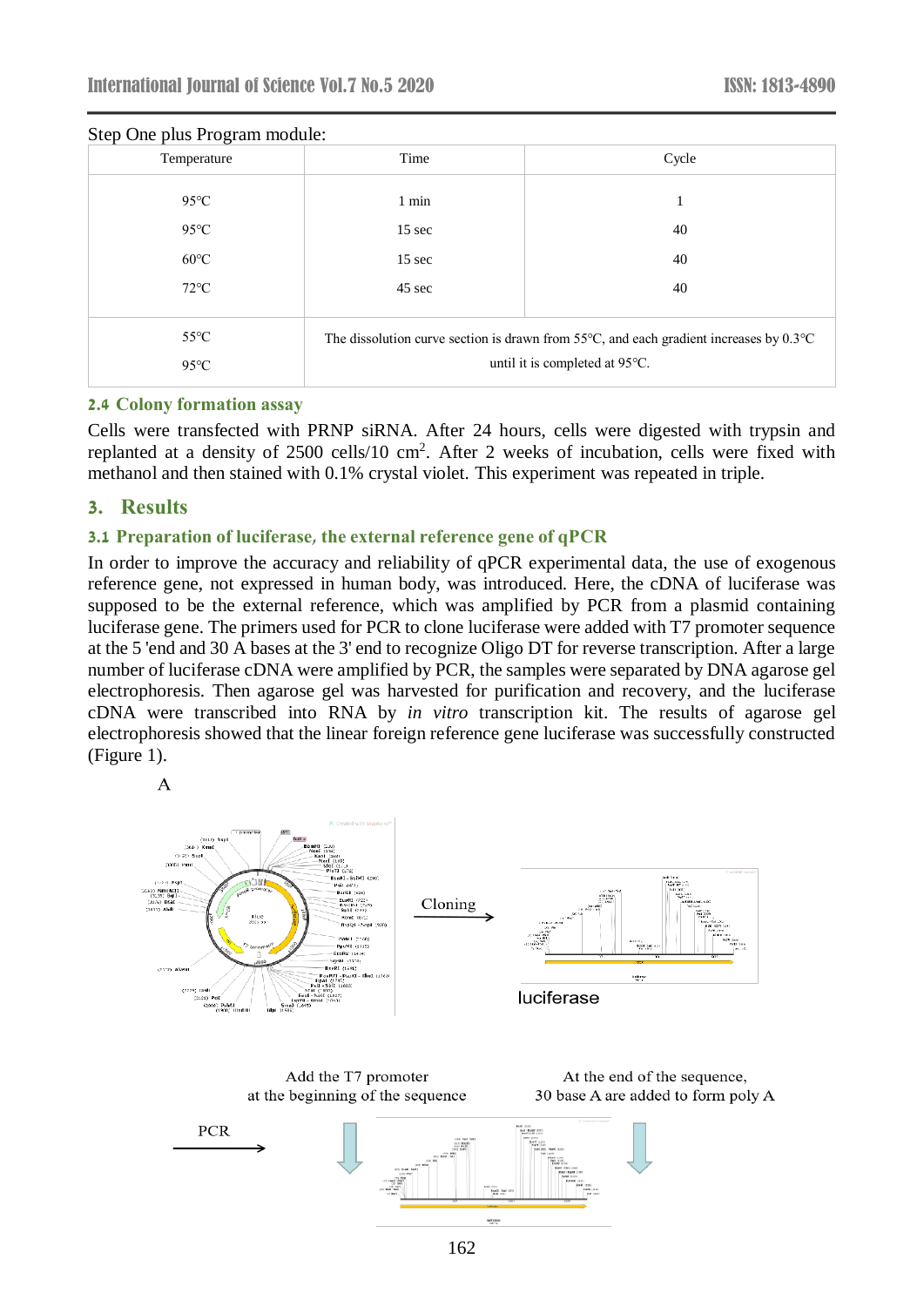Step One plus Program module:

| Temperature | Time | Cycle |
|---|---|---|
| 95℃ | 1 min | 1 |
| 95℃ | 15 sec | 40 |
| 60℃ | 15 sec | 40 |
| 72℃ | 45 sec | 40 |
| 55℃<br>95℃ | The dissolution curve section is drawn from 55℃, and each gradient increases by 0.3℃ until it is completed at 95℃. | |

### 2.4 Colony formation assay

Cells were transfected with PRNP siRNA. After 24 hours, cells were digested with trypsin and replanted at a density of 2500 cells/10 $cm^2$. After 2 weeks of incubation, cells were fixed with methanol and then stained with 0.1% crystal violet. This experiment was repeated in triple.

## 3. Results

### 3.1 Preparation of luciferase, the external reference gene of qPCR

In order to improve the accuracy and reliability of qPCR experimental data, the use of exogenous reference gene, not expressed in human body, was introduced. Here, the cDNA of luciferase was supposed to be the external reference, which was amplified by PCR from a plasmid containing luciferase gene. The primers used for PCR to clone luciferase were added with T7 promoter sequence at the 5 'end and 30 A bases at the 3' end to recognize Oligo DT for reverse transcription. After a large number of luciferase cDNA were amplified by PCR, the samples were separated by DNA agarose gel electrophoresis. Then agarose gel was harvested for purification and recovery, and the luciferase cDNA were transcribed into RNA by *in vitro* transcription kit. The results of agarose gel electrophoresis showed that the linear foreign reference gene luciferase was successfully constructed (Figure 1).

A

Cloning

luciferase

PCR

Add the T7 promoter at the beginning of the sequence

At the end of the sequence, 30 base A are added to form poly A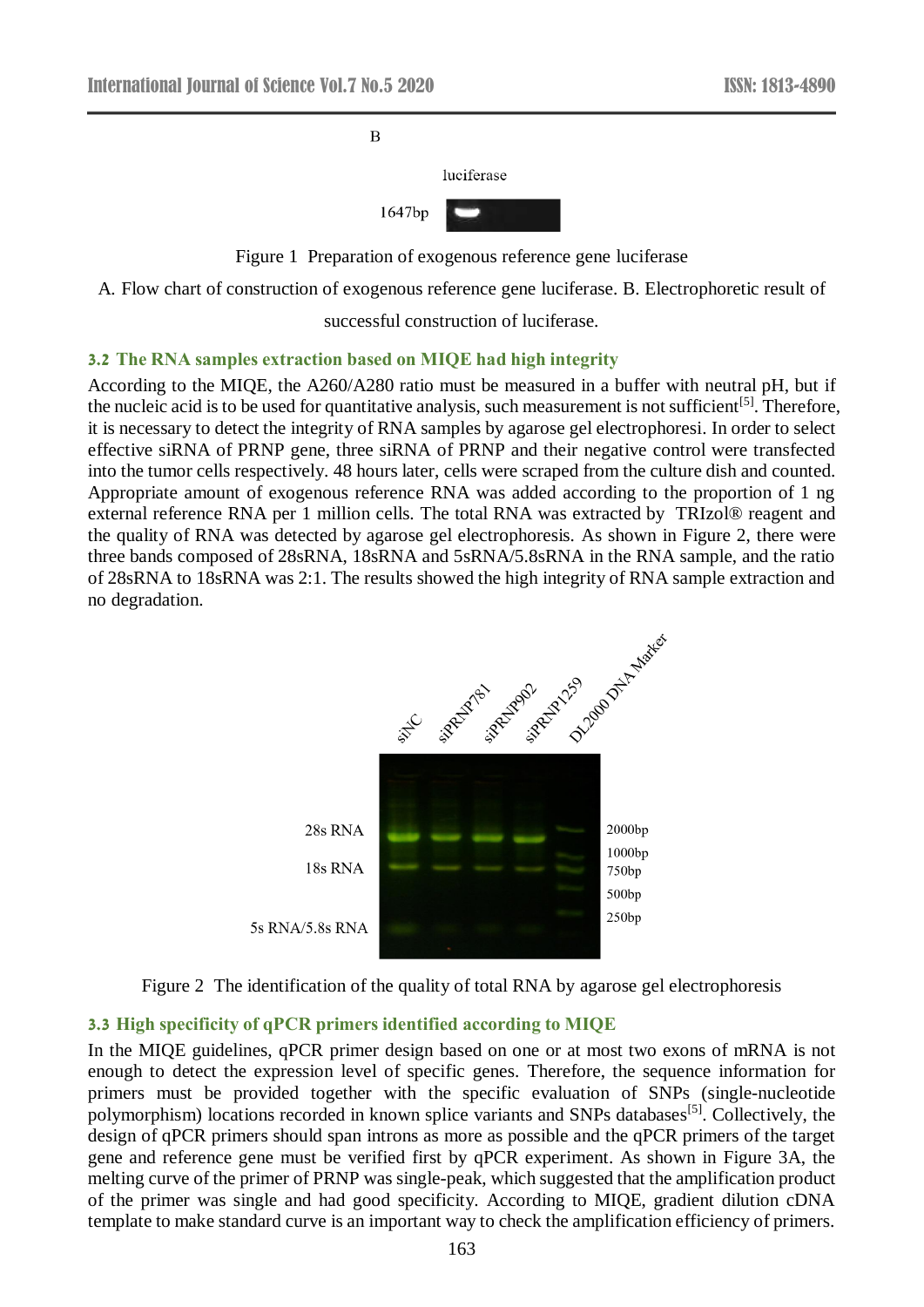B

luciferase

1647bp

Figure 1 Preparation of exogenous reference gene luciferase

A. Flow chart of construction of exogenous reference gene luciferase. B. Electrophoretic result of successful construction of luciferase.

### 3.2 The RNA samples extraction based on MIQE had high integrity

According to the MIQE, the A260/A280 ratio must be measured in a buffer with neutral pH, but if the nucleic acid is to be used for quantitative analysis, such measurement is not sufficient[5]. Therefore, it is necessary to detect the integrity of RNA samples by agarose gel electrophoresi. In order to select effective siRNA of PRNP gene, three siRNA of PRNP and their negative control were transfected into the tumor cells respectively. 48 hours later, cells were scraped from the culture dish and counted. Appropriate amount of exogenous reference RNA was added according to the proportion of 1 ng external reference RNA per 1 million cells. The total RNA was extracted by TRIzol® reagent and the quality of RNA was detected by agarose gel electrophoresis. As shown in Figure 2, there were three bands composed of 28sRNA, 18sRNA and 5sRNA/5.8sRNA in the RNA sample, and the ratio of 28sRNA to 18sRNA was 2:1. The results showed the high integrity of RNA sample extraction and no degradation.

siNC siPRNP781 siPRNP902 siPRNP1259 DL2000 DNA Marker

28s RNA 18s RNA 5s RNA/5.8s RNA

2000bp 1000bp 750bp 500bp 250bp

Figure 2 The identification of the quality of total RNA by agarose gel electrophoresis

### 3.3 High specificity of qPCR primers identified according to MIQE

In the MIQE guidelines, qPCR primer design based on one or at most two exons of mRNA is not enough to detect the expression level of specific genes. Therefore, the sequence information for primers must be provided together with the specific evaluation of SNPs (single-nucleotide polymorphism) locations recorded in known splice variants and SNPs databases[5]. Collectively, the design of qPCR primers should span introns as more as possible and the qPCR primers of the target gene and reference gene must be verified first by qPCR experiment. As shown in Figure 3A, the melting curve of the primer of PRNP was single-peak, which suggested that the amplification product of the primer was single and had good specificity. According to MIQE, gradient dilution cDNA template to make standard curve is an important way to check the amplification efficiency of primers.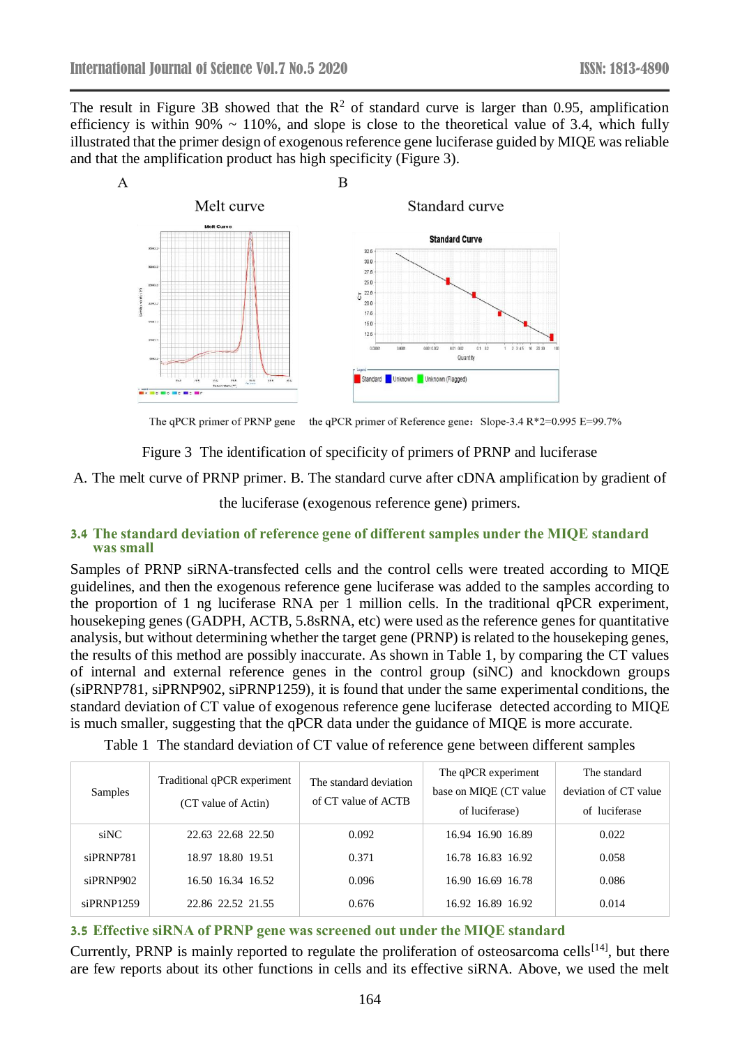The result in Figure 3B showed that the $R^2$ of standard curve is larger than 0.95, amplification efficiency is within 90% ~ 110%, and slope is close to the theoretical value of 3.4, which fully illustrated that the primer design of exogenous reference gene luciferase guided by MIQE was reliable and that the amplification product has high specificity (Figure 3).

A B

Melt curve Standard curve

The qPCR primer of PRNP gene the qPCR primer of Reference gene：Slope-3.4 R*2=0.995 E=99.7%

Figure 3 The identification of specificity of primers of PRNP and luciferase

A. The melt curve of PRNP primer. B. The standard curve after cDNA amplification by gradient of the luciferase (exogenous reference gene) primers.

### 3.4 The standard deviation of reference gene of different samples under the MIQE standard was small

Samples of PRNP siRNA-transfected cells and the control cells were treated according to MIQE guidelines, and then the exogenous reference gene luciferase was added to the samples according to the proportion of 1 ng luciferase RNA per 1 million cells. In the traditional qPCR experiment, housekeping genes (GADPH, ACTB, 5.8sRNA, etc) were used as the reference genes for quantitative analysis, but without determining whether the target gene (PRNP) is related to the housekeping genes, the results of this method are possibly inaccurate. As shown in Table 1, by comparing the CT values of internal and external reference genes in the control group (siNC) and knockdown groups (siPRNP781, siPRNP902, siPRNP1259), it is found that under the same experimental conditions, the standard deviation of CT value of exogenous reference gene luciferase detected according to MIQE is much smaller, suggesting that the qPCR data under the guidance of MIQE is more accurate.

Table 1 The standard deviation of CT value of reference gene between different samples

| Samples | Traditional qPCR experiment (CT value of Actin) | The standard deviation of CT value of ACTB | The qPCR experiment base on MIQE (CT value of luciferase) | The standard deviation of CT value of luciferase |
|---|---|---|---|---|
| siNC | 22.63 22.68 22.50 | 0.092 | 16.94 16.90 16.89 | 0.022 |
| siPRNP781 | 18.97 18.80 19.51 | 0.371 | 16.78 16.83 16.92 | 0.058 |
| siPRNP902 | 16.50 16.34 16.52 | 0.096 | 16.90 16.69 16.78 | 0.086 |
| siPRNP1259 | 22.86 22.52 21.55 | 0.676 | 16.92 16.89 16.92 | 0.014 |

### 3.5 Effective siRNA of PRNP gene was screened out under the MIQE standard

Currently, PRNP is mainly reported to regulate the proliferation of osteosarcoma cells[14], but there are few reports about its other functions in cells and its effective siRNA. Above, we used the melt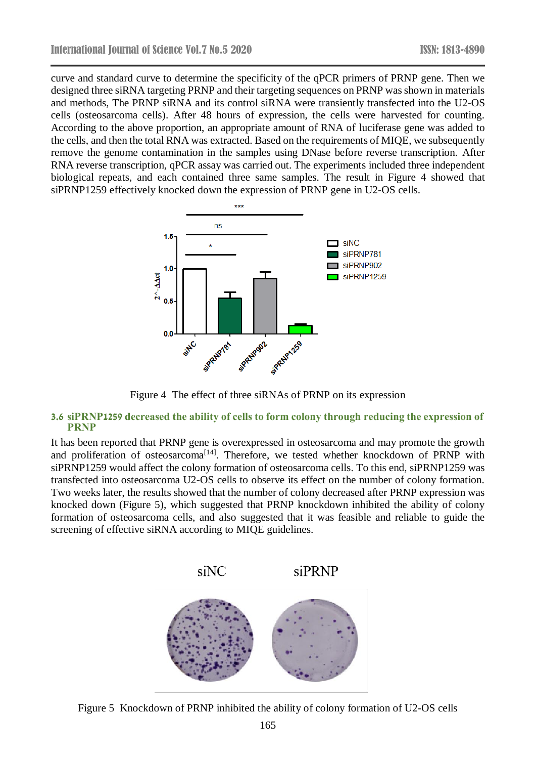curve and standard curve to determine the specificity of the qPCR primers of PRNP gene. Then we designed three siRNA targeting PRNP and their targeting sequences on PRNP was shown in materials and methods, The PRNP siRNA and its control siRNA were transiently transfected into the U2-OS cells (osteosarcoma cells). After 48 hours of expression, the cells were harvested for counting. According to the above proportion, an appropriate amount of RNA of luciferase gene was added to the cells, and then the total RNA was extracted. Based on the requirements of MIQE, we subsequently remove the genome contamination in the samples using DNase before reverse transcription. After RNA reverse transcription, qPCR assay was carried out. The experiments included three independent biological repeats, and each contained three same samples. The result in Figure 4 showed that siPRNP1259 effectively knocked down the expression of PRNP gene in U2-OS cells.

Figure 4 The effect of three siRNAs of PRNP on its expression

### 3.6 siPRNP1259 decreased the ability of cells to form colony through reducing the expression of PRNP

It has been reported that PRNP gene is overexpressed in osteosarcoma and may promote the growth and proliferation of osteosarcoma[14]. Therefore, we tested whether knockdown of PRNP with siPRNP1259 would affect the colony formation of osteosarcoma cells. To this end, siPRNP1259 was transfected into osteosarcoma U2-OS cells to observe its effect on the number of colony formation. Two weeks later, the results showed that the number of colony decreased after PRNP expression was knocked down (Figure 5), which suggested that PRNP knockdown inhibited the ability of colony formation of osteosarcoma cells, and also suggested that it was feasible and reliable to guide the screening of effective siRNA according to MIQE guidelines.

Figure 5 Knockdown of PRNP inhibited the ability of colony formation of U2-OS cells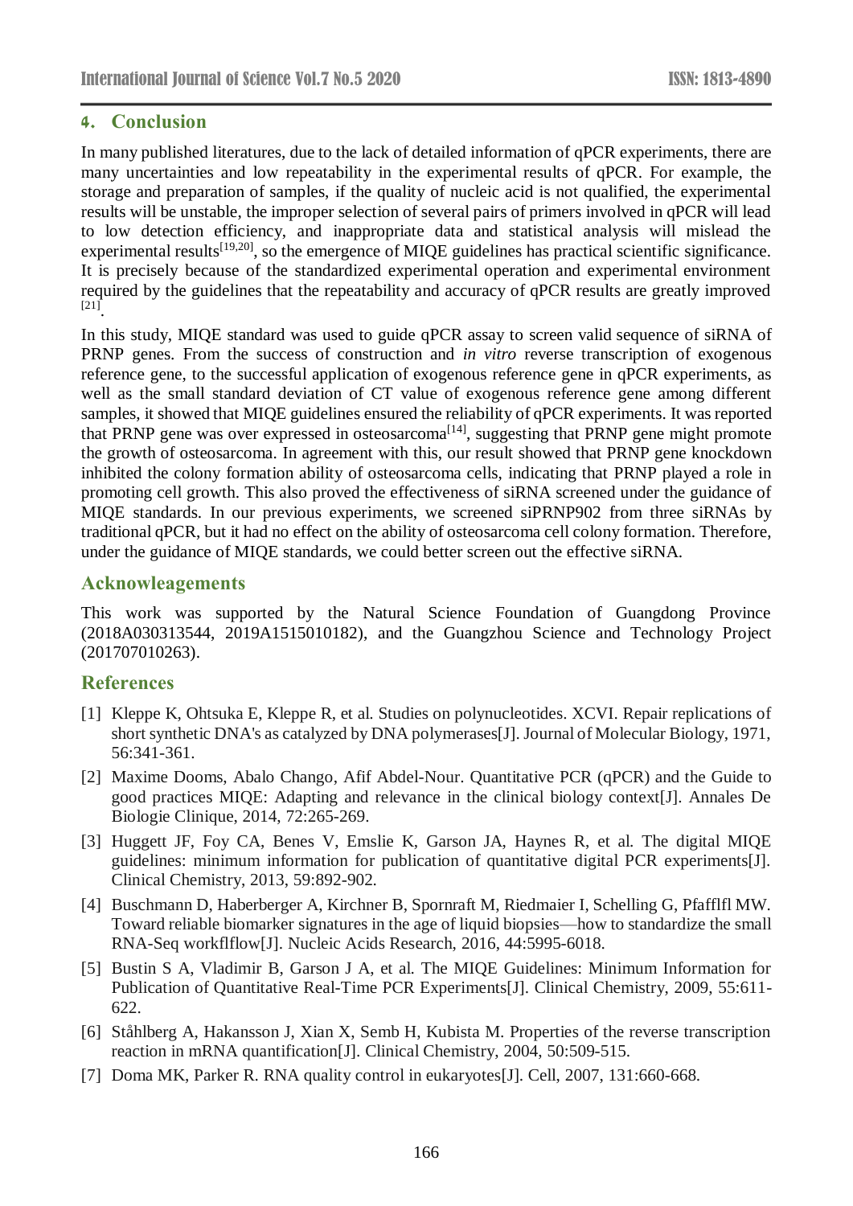## 4. Conclusion

In many published literatures, due to the lack of detailed information of qPCR experiments, there are many uncertainties and low repeatability in the experimental results of qPCR. For example, the storage and preparation of samples, if the quality of nucleic acid is not qualified, the experimental results will be unstable, the improper selection of several pairs of primers involved in qPCR will lead to low detection efficiency, and inappropriate data and statistical analysis will mislead the experimental results[19,20], so the emergence of MIQE guidelines has practical scientific significance. It is precisely because of the standardized experimental operation and experimental environment required by the guidelines that the repeatability and accuracy of qPCR results are greatly improved [21].

In this study, MIQE standard was used to guide qPCR assay to screen valid sequence of siRNA of PRNP genes. From the success of construction and *in vitro* reverse transcription of exogenous reference gene, to the successful application of exogenous reference gene in qPCR experiments, as well as the small standard deviation of CT value of exogenous reference gene among different samples, it showed that MIQE guidelines ensured the reliability of qPCR experiments. It was reported that PRNP gene was over expressed in osteosarcoma[14], suggesting that PRNP gene might promote the growth of osteosarcoma. In agreement with this, our result showed that PRNP gene knockdown inhibited the colony formation ability of osteosarcoma cells, indicating that PRNP played a role in promoting cell growth. This also proved the effectiveness of siRNA screened under the guidance of MIQE standards. In our previous experiments, we screened siPRNP902 from three siRNAs by traditional qPCR, but it had no effect on the ability of osteosarcoma cell colony formation. Therefore, under the guidance of MIQE standards, we could better screen out the effective siRNA.

## Acknowleagements

This work was supported by the Natural Science Foundation of Guangdong Province (2018A030313544, 2019A1515010182), and the Guangzhou Science and Technology Project (201707010263).

## References

[1] Kleppe K, Ohtsuka E, Kleppe R, et al. Studies on polynucleotides. XCVI. Repair replications of short synthetic DNA's as catalyzed by DNA polymerases[J]. Journal of Molecular Biology, 1971, 56:341-361.

[2] Maxime Dooms, Abalo Chango, Afif Abdel-Nour. Quantitative PCR (qPCR) and the Guide to good practices MIQE: Adapting and relevance in the clinical biology context[J]. Annales De Biologie Clinique, 2014, 72:265-269.

[3] Huggett JF, Foy CA, Benes V, Emslie K, Garson JA, Haynes R, et al. The digital MIQE guidelines: minimum information for publication of quantitative digital PCR experiments[J]. Clinical Chemistry, 2013, 59:892-902.

[4] Buschmann D, Haberberger A, Kirchner B, Spornraft M, Riedmaier I, Schelling G, Pfafflfl MW. Toward reliable biomarker signatures in the age of liquid biopsies—how to standardize the small RNA-Seq workflflow[J]. Nucleic Acids Research, 2016, 44:5995-6018.

[5] Bustin S A, Vladimir B, Garson J A, et al. The MIQE Guidelines: Minimum Information for Publication of Quantitative Real-Time PCR Experiments[J]. Clinical Chemistry, 2009, 55:611-622.

[6] Ståhlberg A, Hakansson J, Xian X, Semb H, Kubista M. Properties of the reverse transcription reaction in mRNA quantification[J]. Clinical Chemistry, 2004, 50:509-515.

[7] Doma MK, Parker R. RNA quality control in eukaryotes[J]. Cell, 2007, 131:660-668.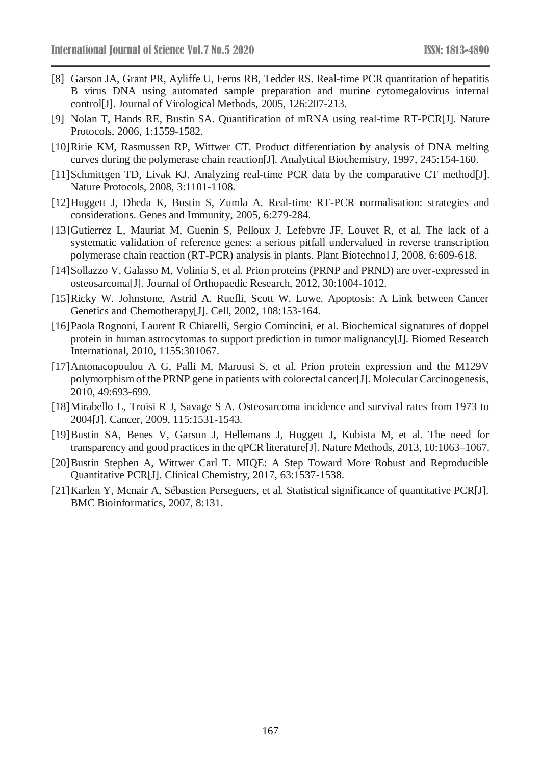[8] Garson JA, Grant PR, Ayliffe U, Ferns RB, Tedder RS. Real-time PCR quantitation of hepatitis B virus DNA using automated sample preparation and murine cytomegalovirus internal control[J]. Journal of Virological Methods, 2005, 126:207-213.

[9] Nolan T, Hands RE, Bustin SA. Quantification of mRNA using real-time RT-PCR[J]. Nature Protocols, 2006, 1:1559-1582.

[10] Ririe KM, Rasmussen RP, Wittwer CT. Product differentiation by analysis of DNA melting curves during the polymerase chain reaction[J]. Analytical Biochemistry, 1997, 245:154-160.

[11] Schmittgen TD, Livak KJ. Analyzing real-time PCR data by the comparative CT method[J]. Nature Protocols, 2008, 3:1101-1108.

[12] Huggett J, Dheda K, Bustin S, Zumla A. Real-time RT-PCR normalisation: strategies and considerations. Genes and Immunity, 2005, 6:279-284.

[13] Gutierrez L, Mauriat M, Guenin S, Pelloux J, Lefebvre JF, Louvet R, et al. The lack of a systematic validation of reference genes: a serious pitfall undervalued in reverse transcription polymerase chain reaction (RT-PCR) analysis in plants. Plant Biotechnol J, 2008, 6:609-618.

[14] Sollazzo V, Galasso M, Volinia S, et al. Prion proteins (PRNP and PRND) are over-expressed in osteosarcoma[J]. Journal of Orthopaedic Research, 2012, 30:1004-1012.

[15] Ricky W. Johnstone, Astrid A. Ruefli, Scott W. Lowe. Apoptosis: A Link between Cancer Genetics and Chemotherapy[J]. Cell, 2002, 108:153-164.

[16] Paola Rognoni, Laurent R Chiarelli, Sergio Comincini, et al. Biochemical signatures of doppel protein in human astrocytomas to support prediction in tumor malignancy[J]. Biomed Research International, 2010, 1155:301067.

[17] Antonacopoulou A G, Palli M, Marousi S, et al. Prion protein expression and the M129V polymorphism of the PRNP gene in patients with colorectal cancer[J]. Molecular Carcinogenesis, 2010, 49:693-699.

[18] Mirabello L, Troisi R J, Savage S A. Osteosarcoma incidence and survival rates from 1973 to 2004[J]. Cancer, 2009, 115:1531-1543.

[19] Bustin SA, Benes V, Garson J, Hellemans J, Huggett J, Kubista M, et al. The need for transparency and good practices in the qPCR literature[J]. Nature Methods, 2013, 10:1063–1067.

[20] Bustin Stephen A, Wittwer Carl T. MIQE: A Step Toward More Robust and Reproducible Quantitative PCR[J]. Clinical Chemistry, 2017, 63:1537-1538.

[21] Karlen Y, Mcnair A, Sébastien Perseguers, et al. Statistical significance of quantitative PCR[J]. BMC Bioinformatics, 2007, 8:131.